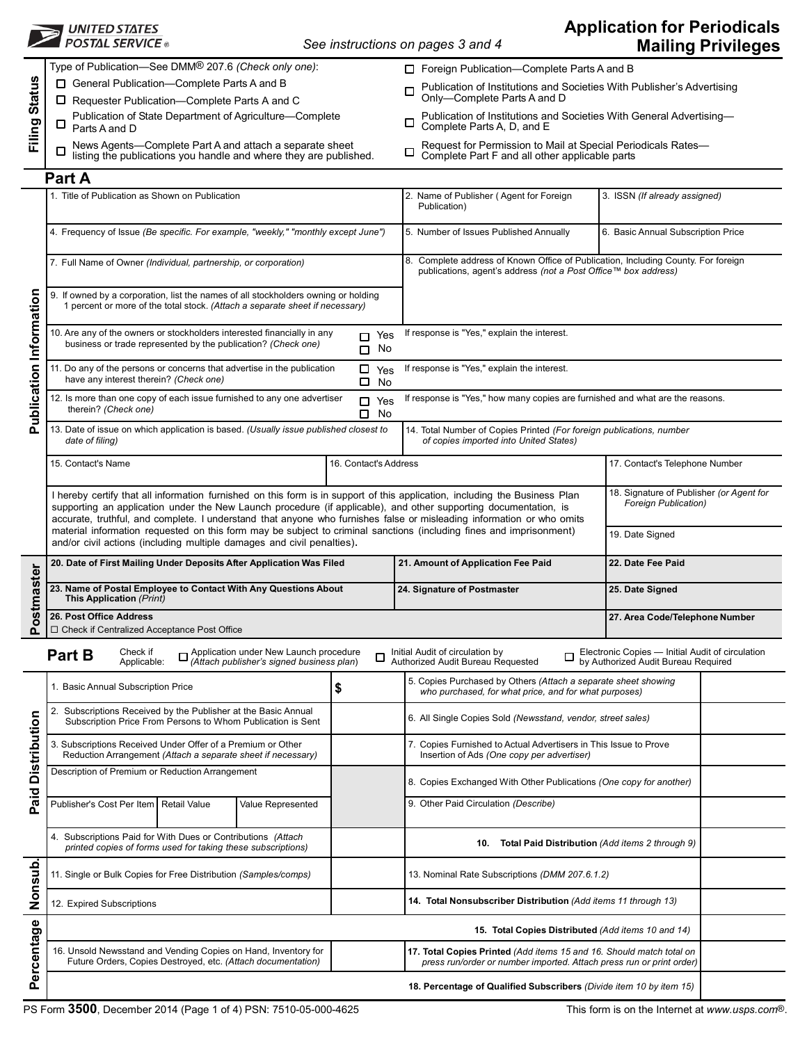UNITED STATES POSTAL SERVICE®

See instructions on pages 3 and 4

# Application for Periodicals Mailing Privileges

## Filing Status

Type of Publication—See DMM® 207.6 *(Check only one)*:

- ☐ General Publication—Complete Parts A and B
- ☐ Requester Publication—Complete Parts A and C
- ☐ Publication of State Department of Agriculture—Complete Parts A and D
- ☐ News Agents—Complete Part A and attach a separate sheet listing the publications you handle and where they are published.
- ☐ Foreign Publication—Complete Parts A and B
- ☐ Publication of Institutions and Societies With Publisher's Advertising Only—Complete Parts A and D
- ☐ Publication of Institutions and Societies With General Advertising—Complete Parts A, D, and E
- ☐ Request for Permission to Mail at Special Periodicals Rates—Complete Part F and all other applicable parts

## Part A

### Publication Information

| | | |
|---|---|---|
| 1. Title of Publication as Shown on Publication | 2. Name of Publisher ( Agent for Foreign Publication) | 3. ISSN *(If already assigned)* |
| 4. Frequency of Issue *(Be specific. For example, "weekly," "monthly except June")* | 5. Number of Issues Published Annually | 6. Basic Annual Subscription Price |
| 7. Full Name of Owner *(Individual, partnership, or corporation)* | 8. Complete address of Known Office of Publication, Including County. For foreign publications, agent's address *(not a Post Office™ box address)* | |
| 9. If owned by a corporation, list the names of all stockholders owning or holding 1 percent or more of the total stock. *(Attach a separate sheet if necessary)* | | |
| 10. Are any of the owners or stockholders interested financially in any business or trade represented by the publication? *(Check one)* ☐ Yes ☐ No | If response is "Yes," explain the interest. | |
| 11. Do any of the persons or concerns that advertise in the publication have any interest therein? *(Check one)* ☐ Yes ☐ No | If response is "Yes," explain the interest. | |
| 12. Is more than one copy of each issue furnished to any one advertiser therein? *(Check one)* ☐ Yes ☐ No | If response is "Yes," how many copies are furnished and what are the reasons. | |
| 13. Date of issue on which application is based. *(Usually issue published closest to date of filing)* | 14. Total Number of Copies Printed *(For foreign publications, number of copies imported into United States)* | |
| 15. Contact's Name | 16. Contact's Address | 17. Contact's Telephone Number |

I hereby certify that all information furnished on this form is in support of this application, including the Business Plan supporting an application under the New Launch procedure (if applicable), and other supporting documentation, is accurate, truthful, and complete. I understand that anyone who furnishes false or misleading information or who omits material information requested on this form may be subject to criminal sanctions (including fines and imprisonment) and/or civil actions (including multiple damages and civil penalties).

18. Signature of Publisher *(or Agent for Foreign Publication)*

19. Date Signed

### Postmaster

| | | |
|---|---|---|
| **20. Date of First Mailing Under Deposits After Application Was Filed** | **21. Amount of Application Fee Paid** | **22. Date Fee Paid** |
| **23. Name of Postal Employee to Contact With Any Questions About This Application** *(Print)* | **24. Signature of Postmaster** | **25. Date Signed** |
| **26. Post Office Address** ☐ Check if Centralized Acceptance Post Office | | **27. Area Code/Telephone Number** |

## Part B

Check if Applicable: ☐ Application under New Launch procedure *(Attach publisher's signed business plan)* ☐ Initial Audit of circulation by Authorized Audit Bureau Requested ☐ Electronic Copies — Initial Audit of circulation by Authorized Audit Bureau Required

### Paid Distribution

| | | | |
|---|---|---|---|
| 1. Basic Annual Subscription Price | $ | 5. Copies Purchased by Others *(Attach a separate sheet showing who purchased, for what price, and for what purposes)* | |
| 2. Subscriptions Received by the Publisher at the Basic Annual Subscription Price From Persons to Whom Publication is Sent | | 6. All Single Copies Sold *(Newsstand, vendor, street sales)* | |
| 3. Subscriptions Received Under Offer of a Premium or Other Reduction Arrangement *(Attach a separate sheet if necessary)* | | 7. Copies Furnished to Actual Advertisers in This Issue to Prove Insertion of Ads *(One copy per advertiser)* | |
| Description of Premium or Reduction Arrangement | | 8. Copies Exchanged With Other Publications *(One copy for another)* | |
| Publisher's Cost Per Item / Retail Value / Value Represented | | 9. Other Paid Circulation *(Describe)* | |
| 4. Subscriptions Paid for With Dues or Contributions *(Attach printed copies of forms used for taking these subscriptions)* | | **10. Total Paid Distribution** *(Add items 2 through 9)* | |

### Nonsub.

| | | | |
|---|---|---|---|
| 11. Single or Bulk Copies for Free Distribution *(Samples/comps)* | | 13. Nominal Rate Subscriptions *(DMM 207.6.1.2)* | |
| 12. Expired Subscriptions | | **14. Total Nonsubscriber Distribution** *(Add items 11 through 13)* | |

### Percentage

| | | | |
|---|---|---|---|
| | | **15. Total Copies Distributed** *(Add items 10 and 14)* | |
| 16. Unsold Newsstand and Vending Copies on Hand, Inventory for Future Orders, Copies Destroyed, etc. *(Attach documentation)* | | **17. Total Copies Printed** *(Add items 15 and 16. Should match total on press run/order or number imported. Attach press run or print order)* | |
| | | **18. Percentage of Qualified Subscribers** *(Divide item 10 by item 15)* | |

PS Form **3500**, December 2014 (Page 1 of 4) PSN: 7510-05-000-4625

This form is on the Internet at *www.usps.com*®.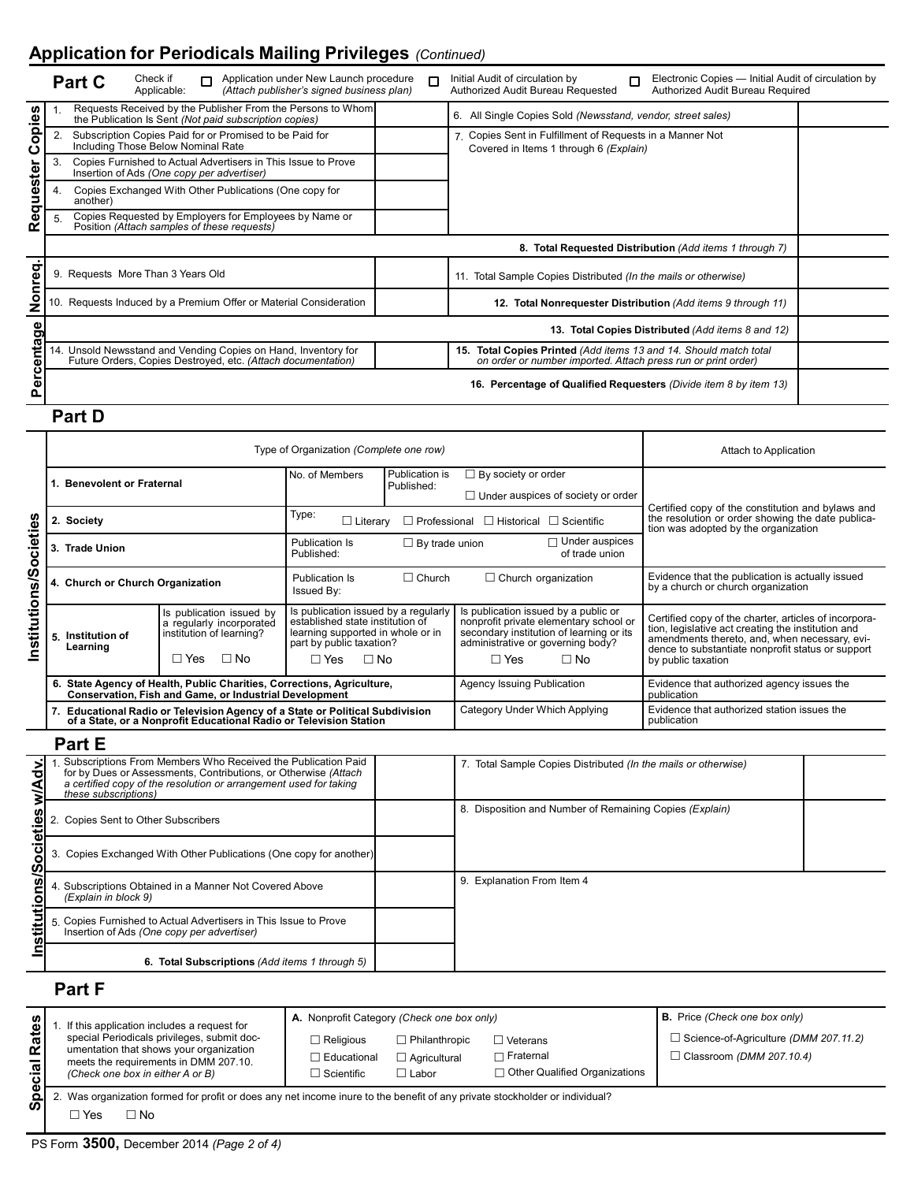# Application for Periodicals Mailing Privileges *(Continued)*

## Part C

Check if Applicable:

☐ Application under New Launch procedure *(Attach publisher's signed business plan)*

☐ Initial Audit of circulation by Authorized Audit Bureau Requested

☐ Electronic Copies — Initial Audit of circulation by Authorized Audit Bureau Required

| Section | Item | | Item | |
|---|---|---|---|---|
| Requester Copies | 1. Requests Received by the Publisher From the Persons to Whom the Publication Is Sent *(Not paid subscription copies)* | | 6. All Single Copies Sold *(Newsstand, vendor, street sales)* | |
| | 2. Subscription Copies Paid for or Promised to be Paid for Including Those Below Nominal Rate | | 7. Copies Sent in Fulfillment of Requests in a Manner Not Covered in Items 1 through 6 *(Explain)* | |
| | 3. Copies Furnished to Actual Advertisers in This Issue to Prove Insertion of Ads *(One copy per advertiser)* | | | |
| | 4. Copies Exchanged With Other Publications (One copy for another) | | | |
| | 5. Copies Requested by Employers for Employees by Name or Position *(Attach samples of these requests)* | | | |
| | | | **8. Total Requested Distribution** *(Add items 1 through 7)* | |
| Nonreq. | 9. Requests More Than 3 Years Old | | 11. Total Sample Copies Distributed *(In the mails or otherwise)* | |
| | 10. Requests Induced by a Premium Offer or Material Consideration | | **12. Total Nonrequester Distribution** *(Add items 9 through 11)* | |
| Percentage | | | **13. Total Copies Distributed** *(Add items 8 and 12)* | |
| | 14. Unsold Newsstand and Vending Copies on Hand, Inventory for Future Orders, Copies Destroyed, etc. *(Attach documentation)* | | **15. Total Copies Printed** *(Add items 13 and 14. Should match total on order or number imported. Attach press run or print order)* | |
| | | | **16. Percentage of Qualified Requesters** *(Divide item 8 by item 13)* | |

## Part D

**Institutions/Societies**

| Type of Organization *(Complete one row)* | | | | Attach to Application |
|---|---|---|---|---|
| **1. Benevolent or Fraternal** | No. of Members | Publication is Published: | ☐ By society or order ☐ Under auspices of society or order | Certified copy of the constitution and bylaws and the resolution or order showing the date publication was adopted by the organization |
| **2. Society** | Type: ☐ Literary | ☐ Professional ☐ Historical ☐ Scientific | | |
| **3. Trade Union** | Publication Is Published: | ☐ By trade union | ☐ Under auspices of trade union | |
| **4. Church or Church Organization** | Publication Is Issued By: | ☐ Church | ☐ Church organization | Evidence that the publication is actually issued by a church or church organization |
| **5. Institution of Learning** | Is publication issued by a regularly incorporated institution of learning? ☐ Yes ☐ No | Is publication issued by a regularly established state institution of learning supported in whole or in part by public taxation? ☐ Yes ☐ No | Is publication issued by a public or nonprofit private elementary school or secondary institution of learning or its administrative or governing body? ☐ Yes ☐ No | Certified copy of the charter, articles of incorporation, legislative act creating the institution and amendments thereto, and, when necessary, evidence to substantiate nonprofit status or support by public taxation |
| **6. State Agency of Health, Public Charities, Corrections, Agriculture, Conservation, Fish and Game, or Industrial Development** | | | Agency Issuing Publication | Evidence that authorized agency issues the publication |
| **7. Educational Radio or Television Agency of a State or Political Subdivision of a State, or a Nonprofit Educational Radio or Television Station** | | | Category Under Which Applying | Evidence that authorized station issues the publication |

## Part E

**Institutions/Societies w/Adv.**

| Item | | Item | |
|---|---|---|---|
| 1. Subscriptions From Members Who Received the Publication Paid for by Dues or Assessments, Contributions, or Otherwise *(Attach a certified copy of the resolution or arrangement used for taking these subscriptions)* | | 7. Total Sample Copies Distributed *(In the mails or otherwise)* | |
| 2. Copies Sent to Other Subscribers | | 8. Disposition and Number of Remaining Copies *(Explain)* | |
| 3. Copies Exchanged With Other Publications (One copy for another) | | | |
| 4. Subscriptions Obtained in a Manner Not Covered Above *(Explain in block 9)* | | 9. Explanation From Item 4 | |
| 5. Copies Furnished to Actual Advertisers in This Issue to Prove Insertion of Ads *(One copy per advertiser)* | | | |
| **6. Total Subscriptions** *(Add items 1 through 5)* | | | |

## Part F

**Special Rates**

1. If this application includes a request for special Periodicals privileges, submit documentation that shows your organization meets the requirements in DMM 207.10. *(Check one box in either A or B)*

**A.** Nonprofit Category *(Check one box only)*

☐ Religious ☐ Philanthropic ☐ Veterans
☐ Educational ☐ Agricultural ☐ Fraternal
☐ Scientific ☐ Labor ☐ Other Qualified Organizations

**B.** Price *(Check one box only)*

☐ Science-of-Agriculture *(DMM 207.11.2)*
☐ Classroom *(DMM 207.10.4)*

2. Was organization formed for profit or does any net income inure to the benefit of any private stockholder or individual?

☐ Yes ☐ No

PS Form **3500,** December 2014 *(Page 2 of 4)*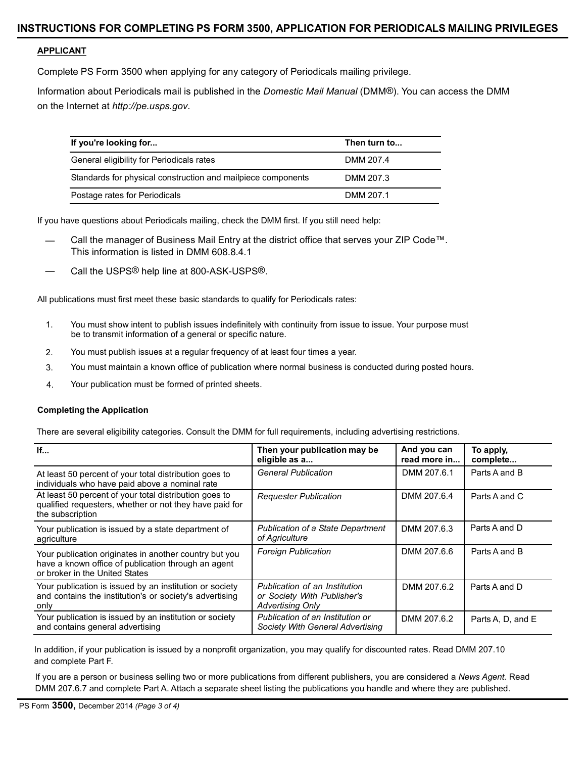# INSTRUCTIONS FOR COMPLETING PS FORM 3500, APPLICATION FOR PERIODICALS MAILING PRIVILEGES

**APPLICANT**

Complete PS Form 3500 when applying for any category of Periodicals mailing privilege.

Information about Periodicals mail is published in the *Domestic Mail Manual* (DMM®). You can access the DMM on the Internet at *http://pe.usps.gov*.

| If you're looking for... | Then turn to... |
|---|---|
| General eligibility for Periodicals rates | DMM 207.4 |
| Standards for physical construction and mailpiece components | DMM 207.3 |
| Postage rates for Periodicals | DMM 207.1 |

If you have questions about Periodicals mailing, check the DMM first. If you still need help:

— Call the manager of Business Mail Entry at the district office that serves your ZIP Code™. This information is listed in DMM 608.8.4.1

— Call the USPS® help line at 800-ASK-USPS®.

All publications must first meet these basic standards to qualify for Periodicals rates:

1. You must show intent to publish issues indefinitely with continuity from issue to issue. Your purpose must be to transmit information of a general or specific nature.
2. You must publish issues at a regular frequency of at least four times a year.
3. You must maintain a known office of publication where normal business is conducted during posted hours.
4. Your publication must be formed of printed sheets.

**Completing the Application**

There are several eligibility categories. Consult the DMM for full requirements, including advertising restrictions.

| If... | Then your publication may be eligible as a... | And you can read more in... | To apply, complete... |
|---|---|---|---|
| At least 50 percent of your total distribution goes to individuals who have paid above a nominal rate | *General Publication* | DMM 207.6.1 | Parts A and B |
| At least 50 percent of your total distribution goes to qualified requesters, whether or not they have paid for the subscription | *Requester Publication* | DMM 207.6.4 | Parts A and C |
| Your publication is issued by a state department of agriculture | *Publication of a State Department of Agriculture* | DMM 207.6.3 | Parts A and D |
| Your publication originates in another country but you have a known office of publication through an agent or broker in the United States | *Foreign Publication* | DMM 207.6.6 | Parts A and B |
| Your publication is issued by an institution or society and contains the institution's or society's advertising only | *Publication of an Institution or Society With Publisher's Advertising Only* | DMM 207.6.2 | Parts A and D |
| Your publication is issued by an institution or society and contains general advertising | *Publication of an Institution or Society With General Advertising* | DMM 207.6.2 | Parts A, D, and E |

In addition, if your publication is issued by a nonprofit organization, you may qualify for discounted rates. Read DMM 207.10 and complete Part F.

If you are a person or business selling two or more publications from different publishers, you are considered a *News Agent.* Read DMM 207.6.7 and complete Part A. Attach a separate sheet listing the publications you handle and where they are published.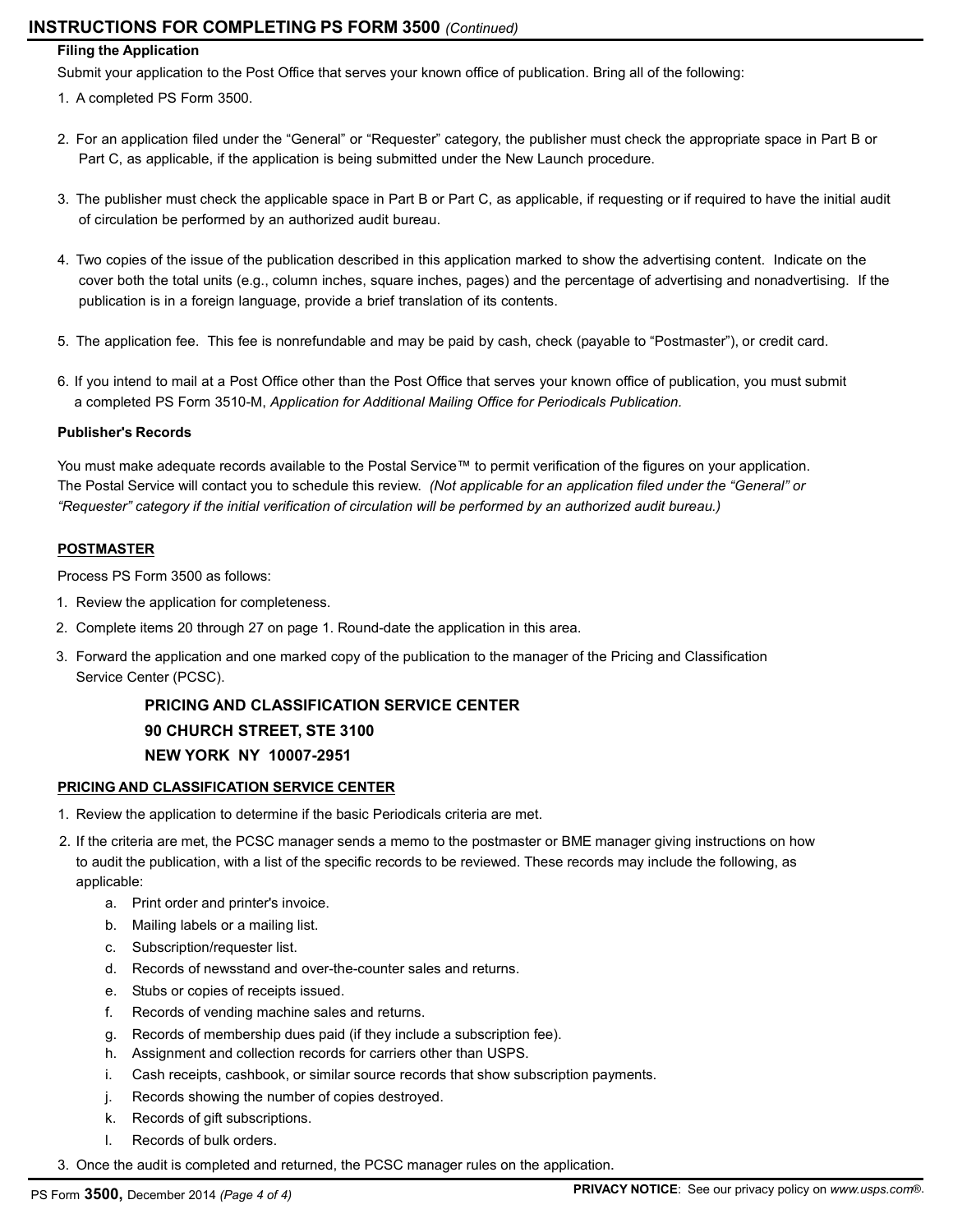## INSTRUCTIONS FOR COMPLETING PS FORM 3500 *(Continued)*

**Filing the Application**

Submit your application to the Post Office that serves your known office of publication. Bring all of the following:

1. A completed PS Form 3500.
2. For an application filed under the "General" or "Requester" category, the publisher must check the appropriate space in Part B or Part C, as applicable, if the application is being submitted under the New Launch procedure.
3. The publisher must check the applicable space in Part B or Part C, as applicable, if requesting or if required to have the initial audit of circulation be performed by an authorized audit bureau.
4. Two copies of the issue of the publication described in this application marked to show the advertising content. Indicate on the cover both the total units (e.g., column inches, square inches, pages) and the percentage of advertising and nonadvertising. If the publication is in a foreign language, provide a brief translation of its contents.
5. The application fee. This fee is nonrefundable and may be paid by cash, check (payable to "Postmaster"), or credit card.
6. If you intend to mail at a Post Office other than the Post Office that serves your known office of publication, you must submit a completed PS Form 3510-M, *Application for Additional Mailing Office for Periodicals Publication.*

**Publisher's Records**

You must make adequate records available to the Postal Service™ to permit verification of the figures on your application. The Postal Service will contact you to schedule this review. *(Not applicable for an application filed under the "General" or "Requester" category if the initial verification of circulation will be performed by an authorized audit bureau.)*

**POSTMASTER**

Process PS Form 3500 as follows:

1. Review the application for completeness.
2. Complete items 20 through 27 on page 1. Round-date the application in this area.
3. Forward the application and one marked copy of the publication to the manager of the Pricing and Classification Service Center (PCSC).

**PRICING AND CLASSIFICATION SERVICE CENTER**
**90 CHURCH STREET, STE 3100**
**NEW YORK NY 10007-2951**

**PRICING AND CLASSIFICATION SERVICE CENTER**

1. Review the application to determine if the basic Periodicals criteria are met.
2. If the criteria are met, the PCSC manager sends a memo to the postmaster or BME manager giving instructions on how to audit the publication, with a list of the specific records to be reviewed. These records may include the following, as applicable:
   a. Print order and printer's invoice.
   b. Mailing labels or a mailing list.
   c. Subscription/requester list.
   d. Records of newsstand and over-the-counter sales and returns.
   e. Stubs or copies of receipts issued.
   f. Records of vending machine sales and returns.
   g. Records of membership dues paid (if they include a subscription fee).
   h. Assignment and collection records for carriers other than USPS.
   i. Cash receipts, cashbook, or similar source records that show subscription payments.
   j. Records showing the number of copies destroyed.
   k. Records of gift subscriptions.
   l. Records of bulk orders.
3. Once the audit is completed and returned, the PCSC manager rules on the application.

**PRIVACY NOTICE**: See our privacy policy on *www.usps.com*®.